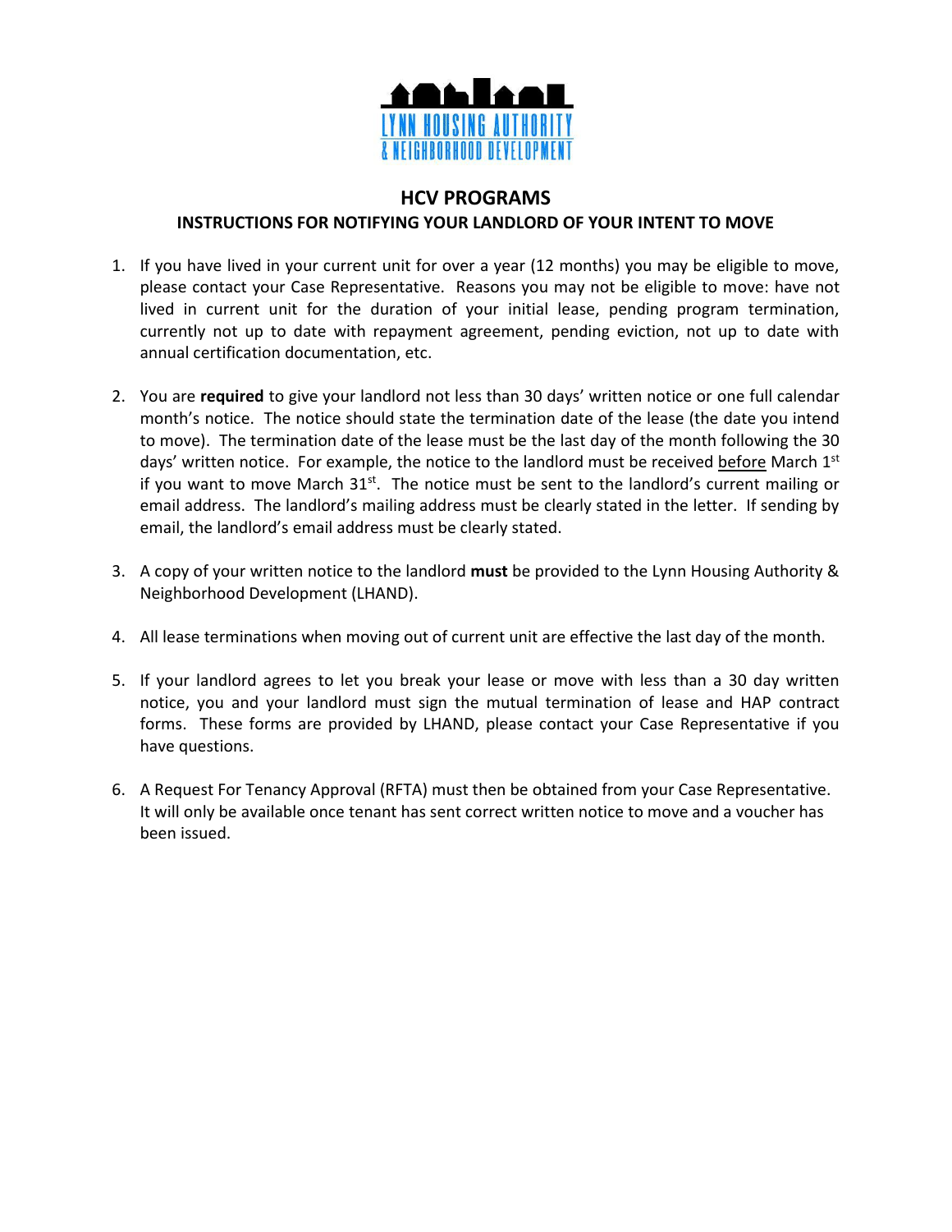LYNN HOUSING AUTHORITY
& NEIGHBORHOOD DEVELOPMENT

## HCV PROGRAMS

### INSTRUCTIONS FOR NOTIFYING YOUR LANDLORD OF YOUR INTENT TO MOVE

1. If you have lived in your current unit for over a year (12 months) you may be eligible to move, please contact your Case Representative. Reasons you may not be eligible to move: have not lived in current unit for the duration of your initial lease, pending program termination, currently not up to date with repayment agreement, pending eviction, not up to date with annual certification documentation, etc.

2. You are **required** to give your landlord not less than 30 days' written notice or one full calendar month's notice. The notice should state the termination date of the lease (the date you intend to move). The termination date of the lease must be the last day of the month following the 30 days' written notice. For example, the notice to the landlord must be received before March 1st if you want to move March 31st. The notice must be sent to the landlord's current mailing or email address. The landlord's mailing address must be clearly stated in the letter. If sending by email, the landlord's email address must be clearly stated.

3. A copy of your written notice to the landlord **must** be provided to the Lynn Housing Authority & Neighborhood Development (LHAND).

4. All lease terminations when moving out of current unit are effective the last day of the month.

5. If your landlord agrees to let you break your lease or move with less than a 30 day written notice, you and your landlord must sign the mutual termination of lease and HAP contract forms. These forms are provided by LHAND, please contact your Case Representative if you have questions.

6. A Request For Tenancy Approval (RFTA) must then be obtained from your Case Representative. It will only be available once tenant has sent correct written notice to move and a voucher has been issued.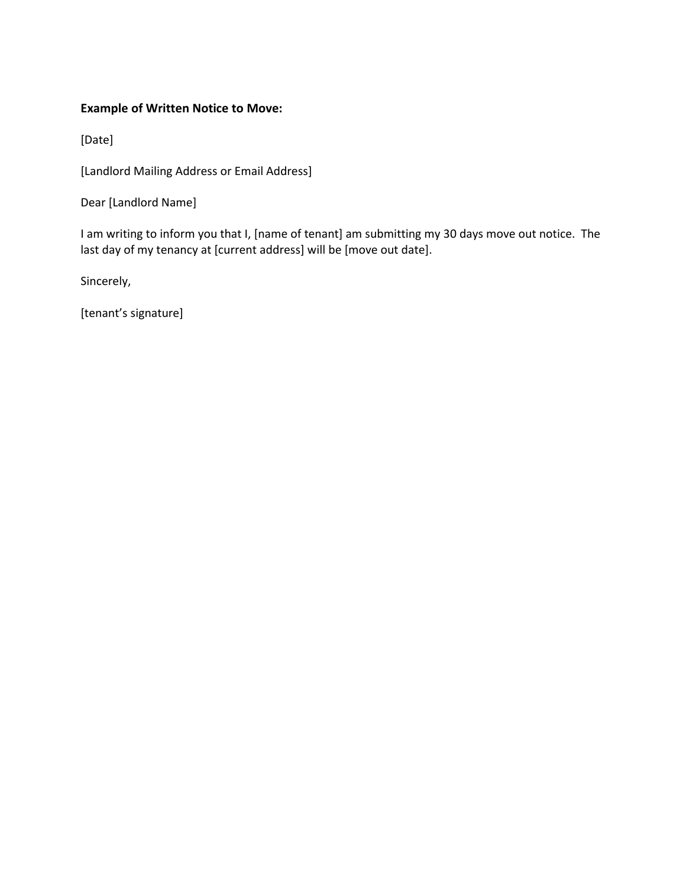**Example of Written Notice to Move:**

[Date]

[Landlord Mailing Address or Email Address]

Dear [Landlord Name]

I am writing to inform you that I, [name of tenant] am submitting my 30 days move out notice. The last day of my tenancy at [current address] will be [move out date].

Sincerely,

[tenant's signature]